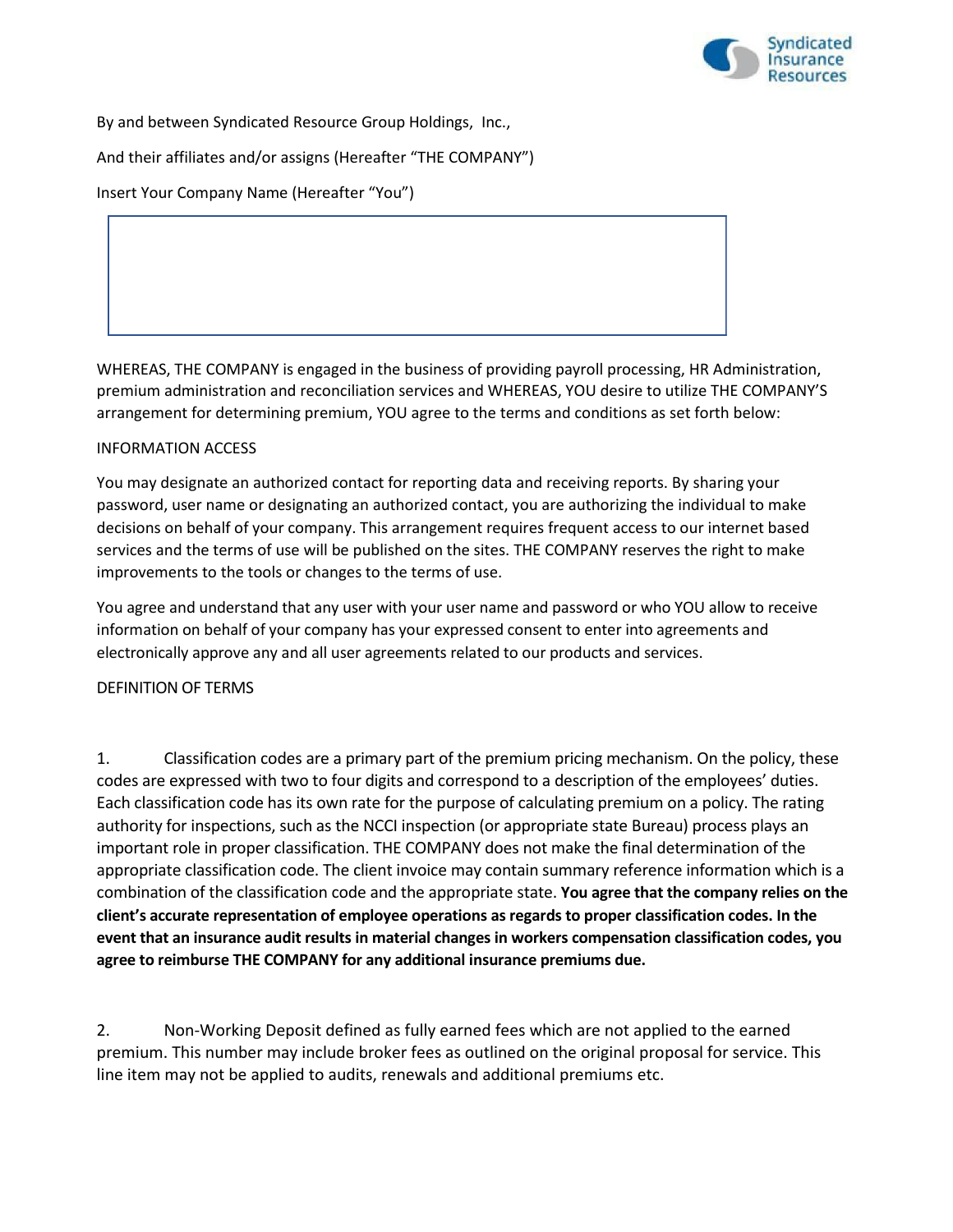Syndicated Insurance Resources

By and between Syndicated Resource Group Holdings, Inc.,

And their affiliates and/or assigns (Hereafter "THE COMPANY")

Insert Your Company Name (Hereafter "You")

WHEREAS, THE COMPANY is engaged in the business of providing payroll processing, HR Administration, premium administration and reconciliation services and WHEREAS, YOU desire to utilize THE COMPANY'S arrangement for determining premium, YOU agree to the terms and conditions as set forth below:

## INFORMATION ACCESS

You may designate an authorized contact for reporting data and receiving reports. By sharing your password, user name or designating an authorized contact, you are authorizing the individual to make decisions on behalf of your company. This arrangement requires frequent access to our internet based services and the terms of use will be published on the sites. THE COMPANY reserves the right to make improvements to the tools or changes to the terms of use.

You agree and understand that any user with your user name and password or who YOU allow to receive information on behalf of your company has your expressed consent to enter into agreements and electronically approve any and all user agreements related to our products and services.

## DEFINITION OF TERMS

1. Classification codes are a primary part of the premium pricing mechanism. On the policy, these codes are expressed with two to four digits and correspond to a description of the employees' duties. Each classification code has its own rate for the purpose of calculating premium on a policy. The rating authority for inspections, such as the NCCI inspection (or appropriate state Bureau) process plays an important role in proper classification. THE COMPANY does not make the final determination of the appropriate classification code. The client invoice may contain summary reference information which is a combination of the classification code and the appropriate state. **You agree that the company relies on the client's accurate representation of employee operations as regards to proper classification codes. In the event that an insurance audit results in material changes in workers compensation classification codes, you agree to reimburse THE COMPANY for any additional insurance premiums due.**

2. Non-Working Deposit defined as fully earned fees which are not applied to the earned premium. This number may include broker fees as outlined on the original proposal for service. This line item may not be applied to audits, renewals and additional premiums etc.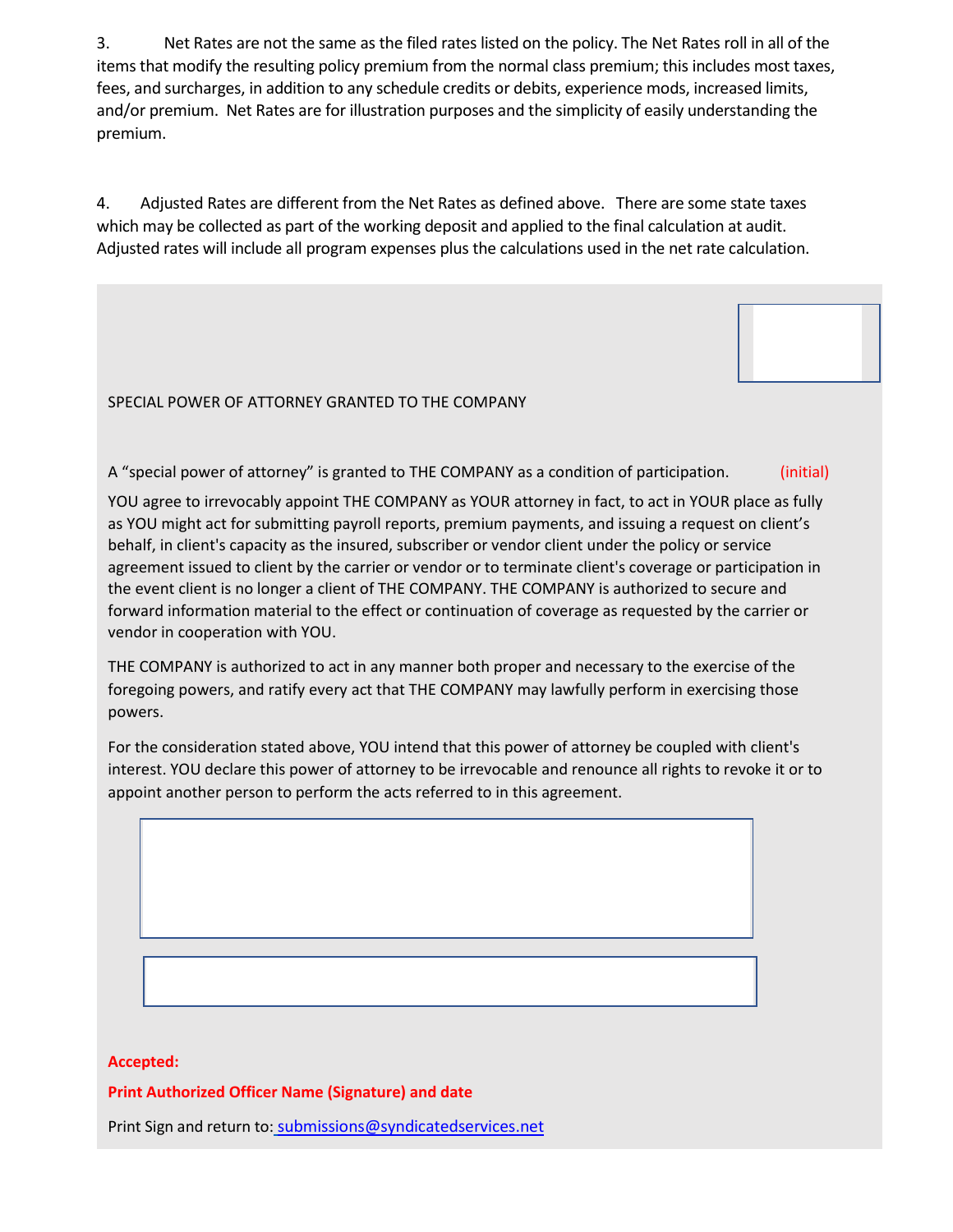3. Net Rates are not the same as the filed rates listed on the policy. The Net Rates roll in all of the items that modify the resulting policy premium from the normal class premium; this includes most taxes, fees, and surcharges, in addition to any schedule credits or debits, experience mods, increased limits, and/or premium. Net Rates are for illustration purposes and the simplicity of easily understanding the premium.

4. Adjusted Rates are different from the Net Rates as defined above. There are some state taxes which may be collected as part of the working deposit and applied to the final calculation at audit. Adjusted rates will include all program expenses plus the calculations used in the net rate calculation.

SPECIAL POWER OF ATTORNEY GRANTED TO THE COMPANY

A "special power of attorney" is granted to THE COMPANY as a condition of participation. (initial)

YOU agree to irrevocably appoint THE COMPANY as YOUR attorney in fact, to act in YOUR place as fully as YOU might act for submitting payroll reports, premium payments, and issuing a request on client's behalf, in client's capacity as the insured, subscriber or vendor client under the policy or service agreement issued to client by the carrier or vendor or to terminate client's coverage or participation in the event client is no longer a client of THE COMPANY. THE COMPANY is authorized to secure and forward information material to the effect or continuation of coverage as requested by the carrier or vendor in cooperation with YOU.

THE COMPANY is authorized to act in any manner both proper and necessary to the exercise of the foregoing powers, and ratify every act that THE COMPANY may lawfully perform in exercising those powers.

For the consideration stated above, YOU intend that this power of attorney be coupled with client's interest. YOU declare this power of attorney to be irrevocable and renounce all rights to revoke it or to appoint another person to perform the acts referred to in this agreement.

**Accepted:**

**Print Authorized Officer Name (Signature) and date**

Print Sign and return to: submissions@syndicatedservices.net